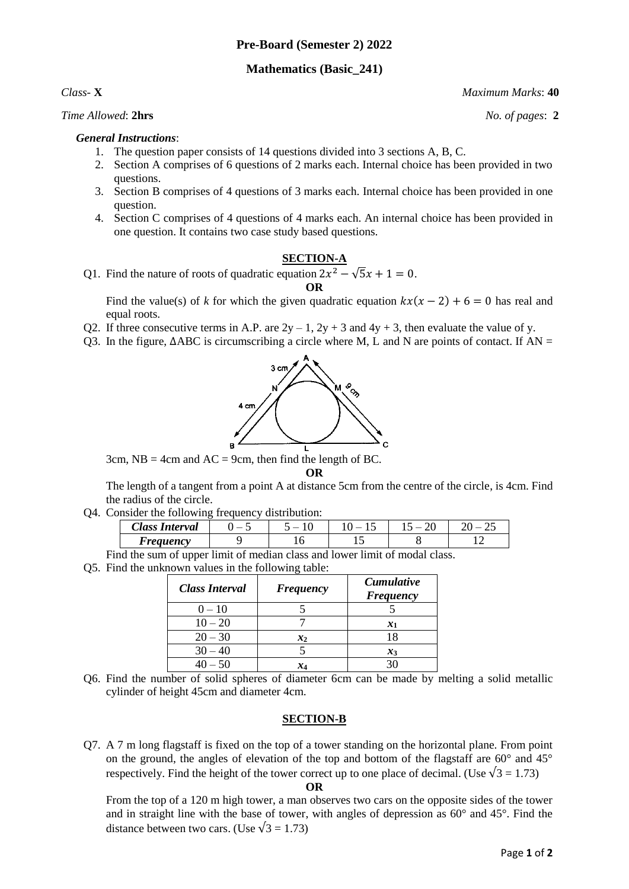## Pre-Board (Semester 2) 2022

## Mathematics (Basic_241)

*Class-* **X** *Maximum Marks*: **40**

*Time Allowed*: **2hrs** *No. of pages*: **2**

***General Instructions***:

1. The question paper consists of 14 questions divided into 3 sections A, B, C.
2. Section A comprises of 6 questions of 2 marks each. Internal choice has been provided in two questions.
3. Section B comprises of 4 questions of 3 marks each. Internal choice has been provided in one question.
4. Section C comprises of 4 questions of 4 marks each. An internal choice has been provided in one question. It contains two case study based questions.

### SECTION-A

Q1. Find the nature of roots of quadratic equation $2x^2 - \sqrt{5}x + 1 = 0$.

**OR**

Find the value(s) of *k* for which the given quadratic equation $kx(x-2) + 6 = 0$ has real and equal roots.

Q2. If three consecutive terms in A.P. are $2y - 1$, $2y + 3$ and $4y + 3$, then evaluate the value of y.

Q3. In the figure, ΔABC is circumscribing a circle where M, L and N are points of contact. If AN = 3cm, NB = 4cm and AC = 9cm, then find the length of BC.

**OR**

The length of a tangent from a point A at distance 5cm from the centre of the circle, is 4cm. Find the radius of the circle.

Q4. Consider the following frequency distribution:

| *Class Interval* | 0 – 5 | 5 – 10 | 10 – 15 | 15 – 20 | 20 – 25 |
|---|---|---|---|---|---|
| *Frequency* | 9 | 16 | 15 | 8 | 12 |

Find the sum of upper limit of median class and lower limit of modal class.

Q5. Find the unknown values in the following table:

| *Class Interval* | *Frequency* | *Cumulative Frequency* |
|---|---|---|
| 0 – 10 | 5 | 5 |
| 10 – 20 | 7 | $x_1$ |
| 20 – 30 | $x_2$ | 18 |
| 30 – 40 | 5 | $x_3$ |
| 40 – 50 | $x_4$ | 30 |

Q6. Find the number of solid spheres of diameter 6cm can be made by melting a solid metallic cylinder of height 45cm and diameter 4cm.

### SECTION-B

Q7. A 7 m long flagstaff is fixed on the top of a tower standing on the horizontal plane. From point on the ground, the angles of elevation of the top and bottom of the flagstaff are 60° and 45° respectively. Find the height of the tower correct up to one place of decimal. (Use $\sqrt{3} = 1.73$)

**OR**

From the top of a 120 m high tower, a man observes two cars on the opposite sides of the tower and in straight line with the base of tower, with angles of depression as 60° and 45°. Find the distance between two cars. (Use $\sqrt{3} = 1.73$)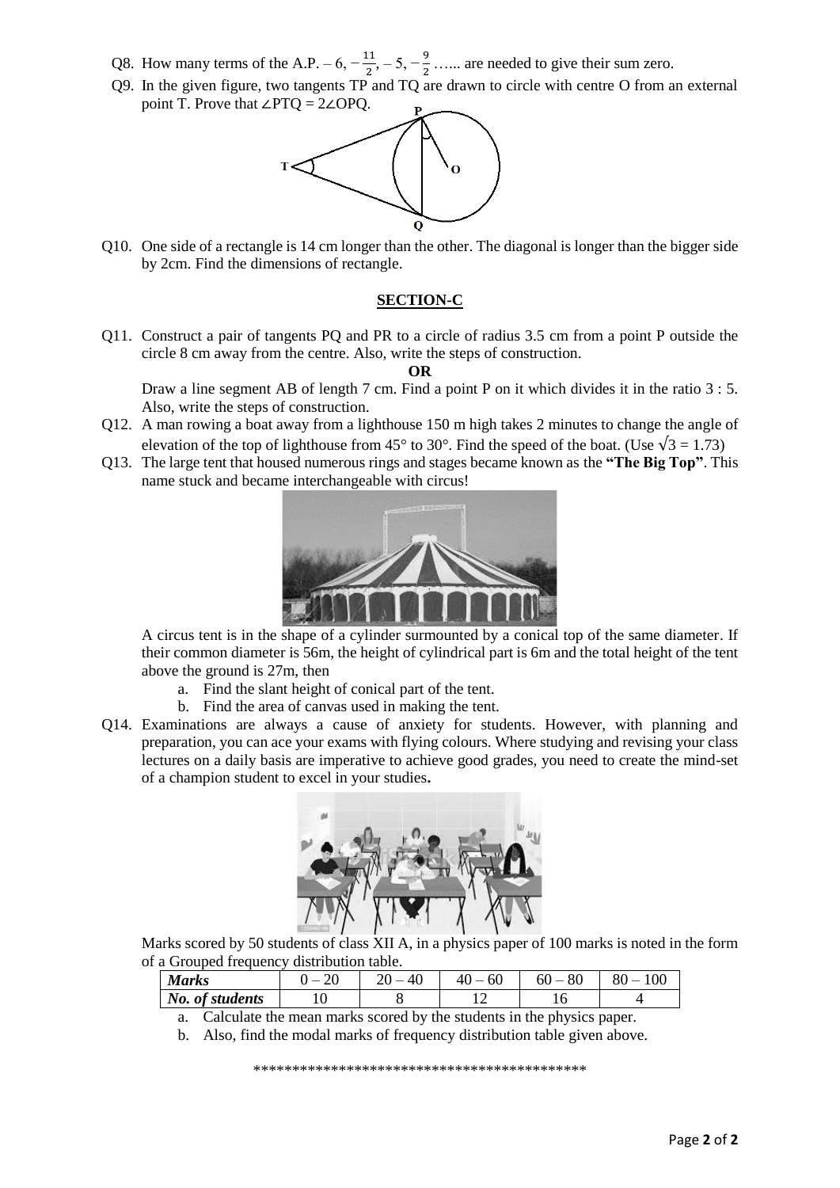Q8. How many terms of the A.P. $-6, -\frac{11}{2}, -5, -\frac{9}{2}$ …... are needed to give their sum zero.

Q9. In the given figure, two tangents TP and TQ are drawn to circle with centre O from an external point T. Prove that $\angle PTQ = 2\angle OPQ$.

Q10. One side of a rectangle is 14 cm longer than the other. The diagonal is longer than the bigger side by 2cm. Find the dimensions of rectangle.

## SECTION-C

Q11. Construct a pair of tangents PQ and PR to a circle of radius 3.5 cm from a point P outside the circle 8 cm away from the centre. Also, write the steps of construction.

**OR**

Draw a line segment AB of length 7 cm. Find a point P on it which divides it in the ratio 3 : 5. Also, write the steps of construction.

Q12. A man rowing a boat away from a lighthouse 150 m high takes 2 minutes to change the angle of elevation of the top of lighthouse from 45° to 30°. Find the speed of the boat. (Use $\sqrt{3} = 1.73$)

Q13. The large tent that housed numerous rings and stages became known as the **"The Big Top"**. This name stuck and became interchangeable with circus!

A circus tent is in the shape of a cylinder surmounted by a conical top of the same diameter. If their common diameter is 56m, the height of cylindrical part is 6m and the total height of the tent above the ground is 27m, then

a. Find the slant height of conical part of the tent.
b. Find the area of canvas used in making the tent.

Q14. Examinations are always a cause of anxiety for students. However, with planning and preparation, you can ace your exams with flying colours. Where studying and revising your class lectures on a daily basis are imperative to achieve good grades, you need to create the mind-set of a champion student to excel in your studies**.**

Marks scored by 50 students of class XII A, in a physics paper of 100 marks is noted in the form of a Grouped frequency distribution table.

| ***Marks*** | 0 – 20 | 20 – 40 | 40 – 60 | 60 – 80 | 80 – 100 |
|---|---|---|---|---|---|
| ***No. of students*** | 10 | 8 | 12 | 16 | 4 |

a. Calculate the mean marks scored by the students in the physics paper.
b. Also, find the modal marks of frequency distribution table given above.

*********************************************